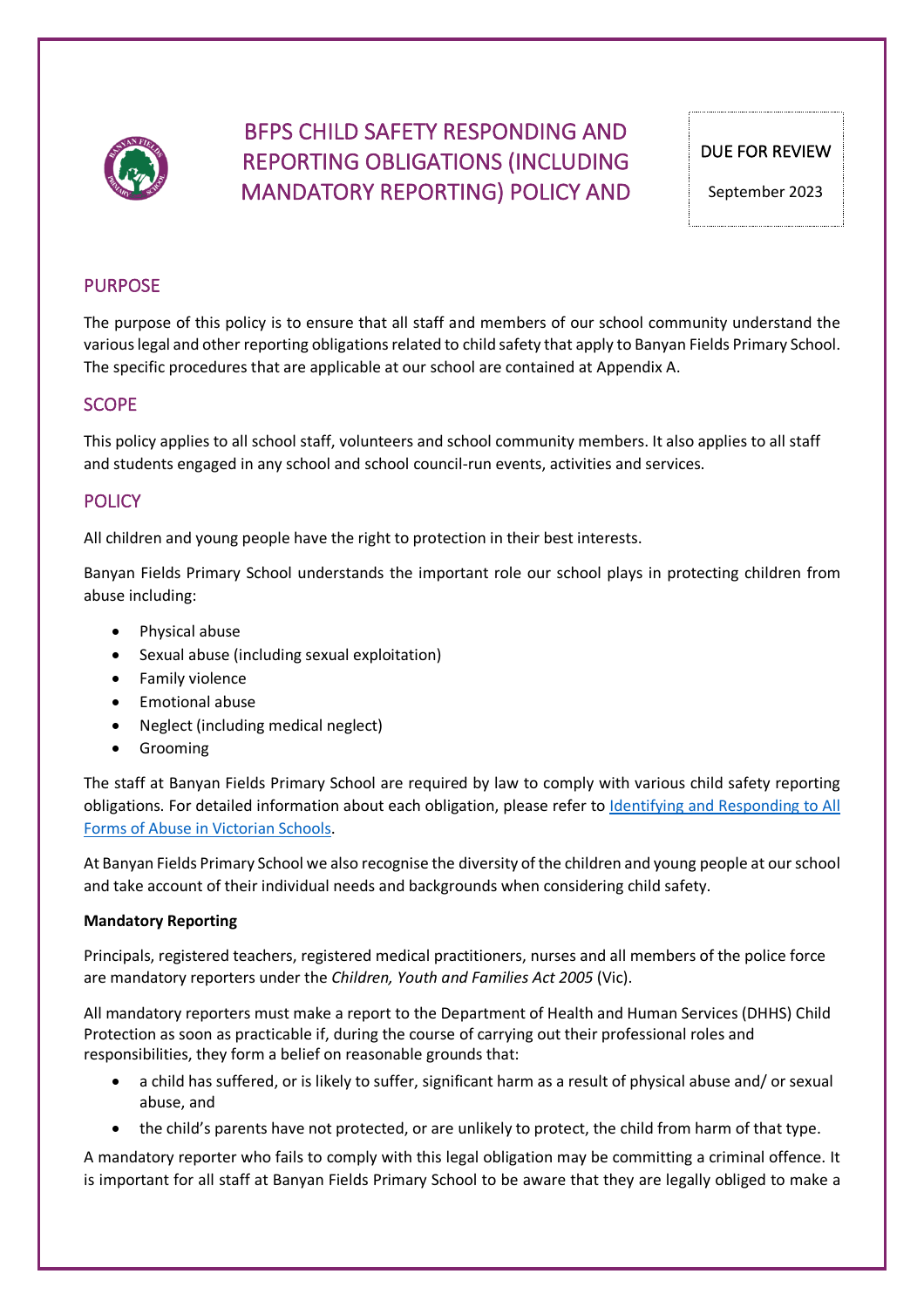# BFPS CHILD SAFETY RESPONDING AND REPORTING OBLIGATIONS (INCLUDING MANDATORY REPORTING) POLICY AND

DUE FOR REVIEW

September 2023

## PURPOSE

The purpose of this policy is to ensure that all staff and members of our school community understand the various legal and other reporting obligations related to child safety that apply to Banyan Fields Primary School. The specific procedures that are applicable at our school are contained at Appendix A.

## SCOPE

This policy applies to all school staff, volunteers and school community members. It also applies to all staff and students engaged in any school and school council-run events, activities and services.

## POLICY

All children and young people have the right to protection in their best interests.

Banyan Fields Primary School understands the important role our school plays in protecting children from abuse including:

- Physical abuse
- Sexual abuse (including sexual exploitation)
- Family violence
- Emotional abuse
- Neglect (including medical neglect)
- Grooming

The staff at Banyan Fields Primary School are required by law to comply with various child safety reporting obligations. For detailed information about each obligation, please refer to [Identifying and Responding to All Forms of Abuse in Victorian Schools](Identifying and Responding to All Forms of Abuse in Victorian Schools).

At Banyan Fields Primary School we also recognise the diversity of the children and young people at our school and take account of their individual needs and backgrounds when considering child safety.

**Mandatory Reporting**

Principals, registered teachers, registered medical practitioners, nurses and all members of the police force are mandatory reporters under the *Children, Youth and Families Act 2005* (Vic).

All mandatory reporters must make a report to the Department of Health and Human Services (DHHS) Child Protection as soon as practicable if, during the course of carrying out their professional roles and responsibilities, they form a belief on reasonable grounds that:

- a child has suffered, or is likely to suffer, significant harm as a result of physical abuse and/ or sexual abuse, and
- the child's parents have not protected, or are unlikely to protect, the child from harm of that type.

A mandatory reporter who fails to comply with this legal obligation may be committing a criminal offence. It is important for all staff at Banyan Fields Primary School to be aware that they are legally obliged to make a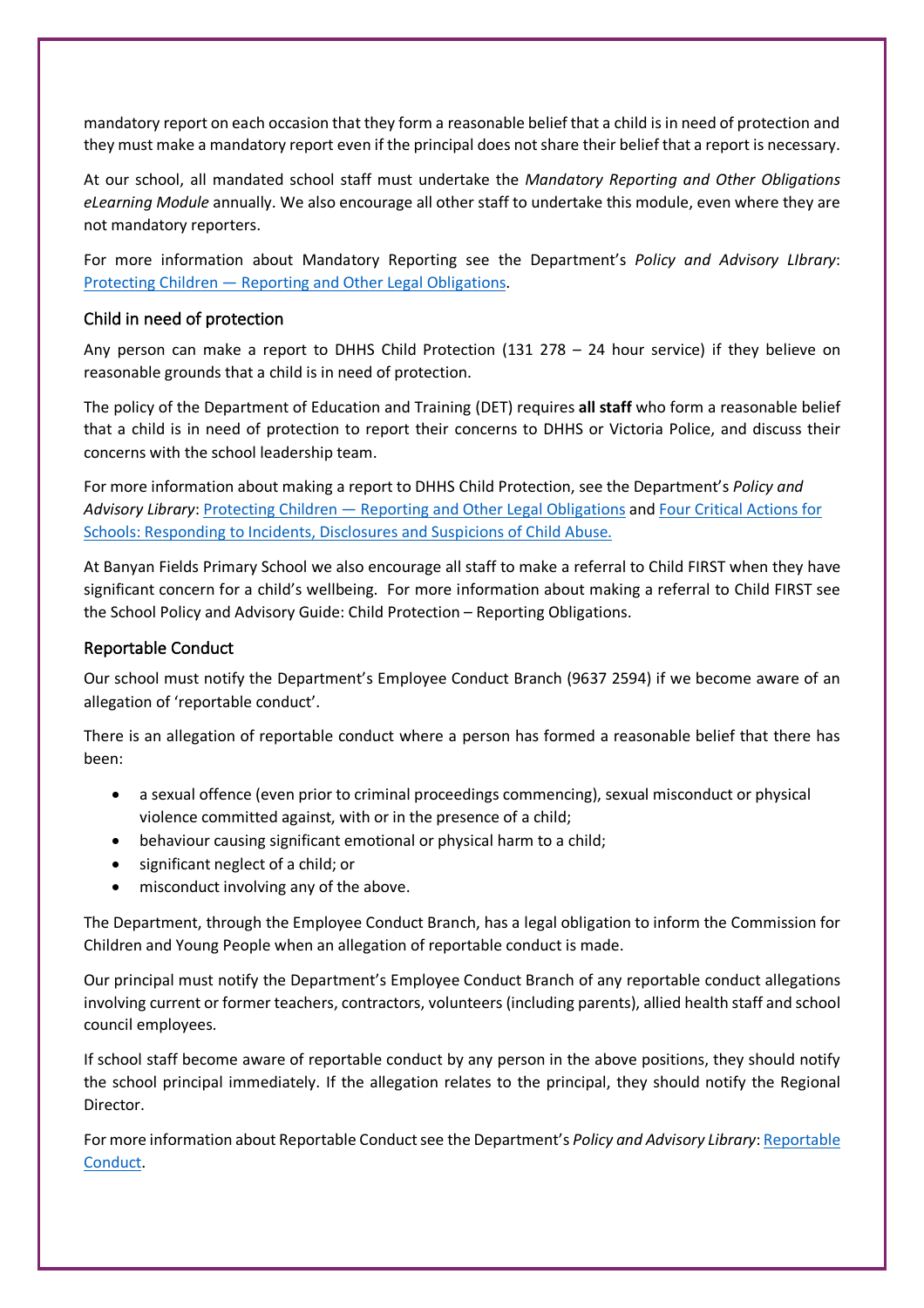mandatory report on each occasion that they form a reasonable belief that a child is in need of protection and they must make a mandatory report even if the principal does not share their belief that a report is necessary.

At our school, all mandated school staff must undertake the *Mandatory Reporting and Other Obligations eLearning Module* annually. We also encourage all other staff to undertake this module, even where they are not mandatory reporters.

For more information about Mandatory Reporting see the Department's *Policy and Advisory LIbrary*: [Protecting Children — Reporting and Other Legal Obligations](#).

## Child in need of protection

Any person can make a report to DHHS Child Protection (131 278 – 24 hour service) if they believe on reasonable grounds that a child is in need of protection.

The policy of the Department of Education and Training (DET) requires **all staff** who form a reasonable belief that a child is in need of protection to report their concerns to DHHS or Victoria Police, and discuss their concerns with the school leadership team.

For more information about making a report to DHHS Child Protection, see the Department's *Policy and Advisory Library*: [Protecting Children — Reporting and Other Legal Obligations](#) and [Four Critical Actions for Schools: Responding to Incidents, Disclosures and Suspicions of Child Abuse.](#)

At Banyan Fields Primary School we also encourage all staff to make a referral to Child FIRST when they have significant concern for a child's wellbeing. For more information about making a referral to Child FIRST see the School Policy and Advisory Guide: Child Protection – Reporting Obligations.

## Reportable Conduct

Our school must notify the Department's Employee Conduct Branch (9637 2594) if we become aware of an allegation of 'reportable conduct'.

There is an allegation of reportable conduct where a person has formed a reasonable belief that there has been:

- a sexual offence (even prior to criminal proceedings commencing), sexual misconduct or physical violence committed against, with or in the presence of a child;
- behaviour causing significant emotional or physical harm to a child;
- significant neglect of a child; or
- misconduct involving any of the above.

The Department, through the Employee Conduct Branch, has a legal obligation to inform the Commission for Children and Young People when an allegation of reportable conduct is made.

Our principal must notify the Department's Employee Conduct Branch of any reportable conduct allegations involving current or former teachers, contractors, volunteers (including parents), allied health staff and school council employees.

If school staff become aware of reportable conduct by any person in the above positions, they should notify the school principal immediately. If the allegation relates to the principal, they should notify the Regional Director.

For more information about Reportable Conduct see the Department's *Policy and Advisory Library*: [Reportable Conduct](#).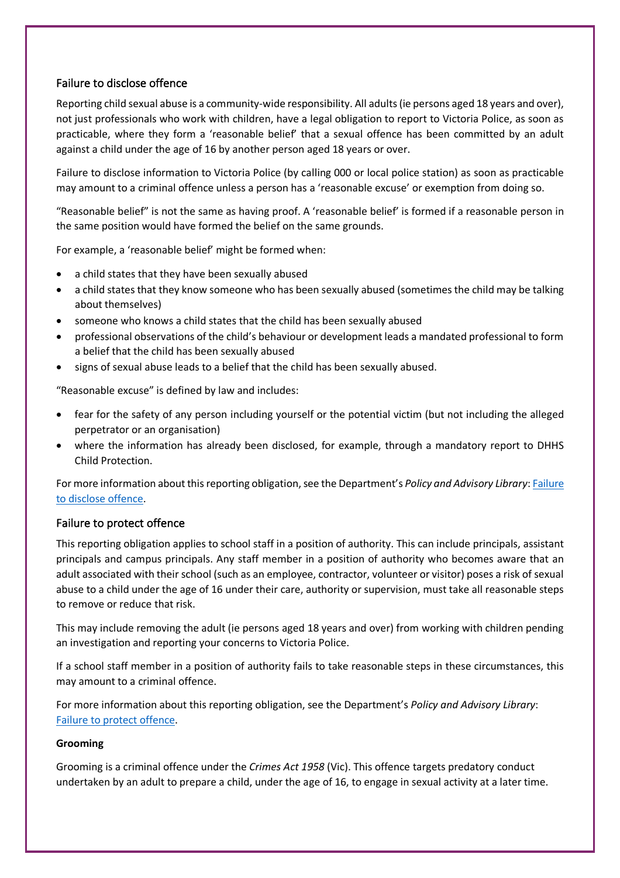## Failure to disclose offence

Reporting child sexual abuse is a community-wide responsibility. All adults (ie persons aged 18 years and over), not just professionals who work with children, have a legal obligation to report to Victoria Police, as soon as practicable, where they form a 'reasonable belief' that a sexual offence has been committed by an adult against a child under the age of 16 by another person aged 18 years or over.

Failure to disclose information to Victoria Police (by calling 000 or local police station) as soon as practicable may amount to a criminal offence unless a person has a 'reasonable excuse' or exemption from doing so.

"Reasonable belief" is not the same as having proof. A 'reasonable belief' is formed if a reasonable person in the same position would have formed the belief on the same grounds.

For example, a 'reasonable belief' might be formed when:

- a child states that they have been sexually abused
- a child states that they know someone who has been sexually abused (sometimes the child may be talking about themselves)
- someone who knows a child states that the child has been sexually abused
- professional observations of the child's behaviour or development leads a mandated professional to form a belief that the child has been sexually abused
- signs of sexual abuse leads to a belief that the child has been sexually abused.

"Reasonable excuse" is defined by law and includes:

- fear for the safety of any person including yourself or the potential victim (but not including the alleged perpetrator or an organisation)
- where the information has already been disclosed, for example, through a mandatory report to DHHS Child Protection.

For more information about this reporting obligation, see the Department's *Policy and Advisory Library*: [Failure to disclose offence](#).

## Failure to protect offence

This reporting obligation applies to school staff in a position of authority. This can include principals, assistant principals and campus principals. Any staff member in a position of authority who becomes aware that an adult associated with their school (such as an employee, contractor, volunteer or visitor) poses a risk of sexual abuse to a child under the age of 16 under their care, authority or supervision, must take all reasonable steps to remove or reduce that risk.

This may include removing the adult (ie persons aged 18 years and over) from working with children pending an investigation and reporting your concerns to Victoria Police.

If a school staff member in a position of authority fails to take reasonable steps in these circumstances, this may amount to a criminal offence.

For more information about this reporting obligation, see the Department's *Policy and Advisory Library*: [Failure to protect offence](#).

**Grooming**

Grooming is a criminal offence under the *Crimes Act 1958* (Vic). This offence targets predatory conduct undertaken by an adult to prepare a child, under the age of 16, to engage in sexual activity at a later time.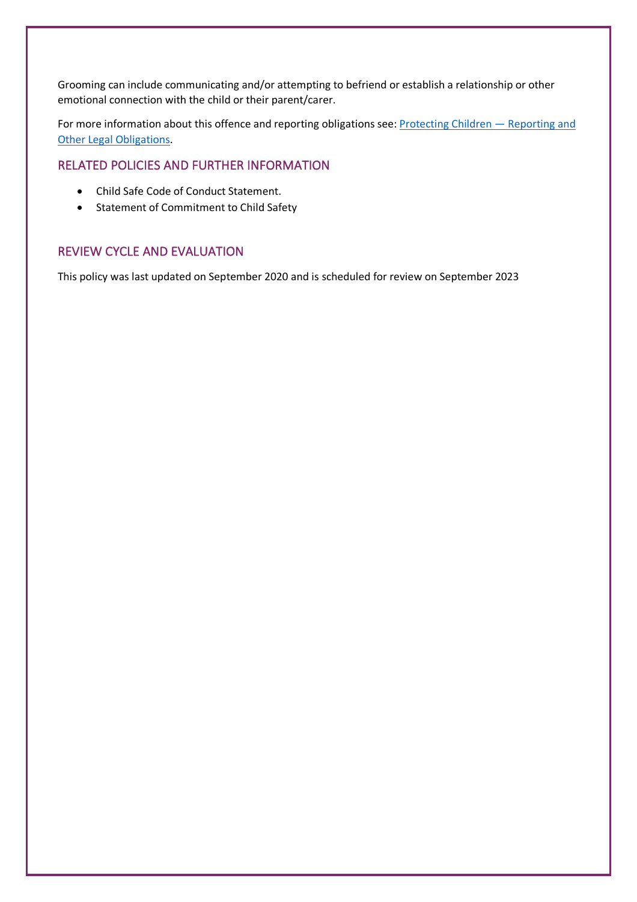Grooming can include communicating and/or attempting to befriend or establish a relationship or other emotional connection with the child or their parent/carer.

For more information about this offence and reporting obligations see: [Protecting Children — Reporting and Other Legal Obligations](#).

## RELATED POLICIES AND FURTHER INFORMATION

- Child Safe Code of Conduct Statement.
- Statement of Commitment to Child Safety

## REVIEW CYCLE AND EVALUATION

This policy was last updated on September 2020 and is scheduled for review on September 2023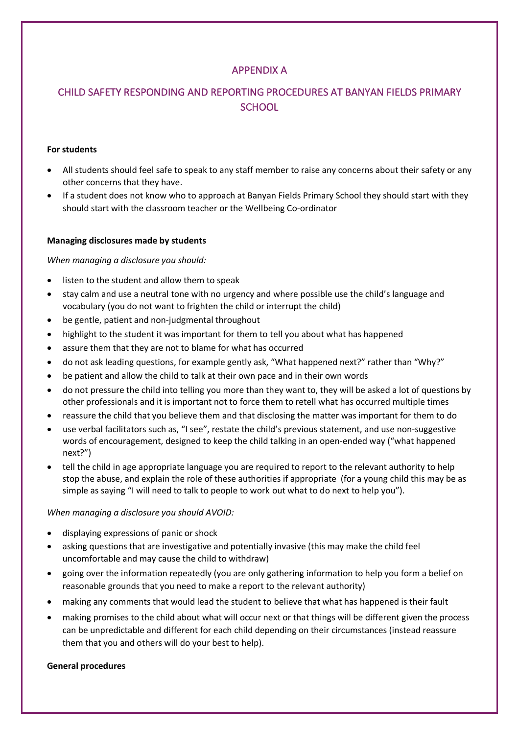## APPENDIX A

## CHILD SAFETY RESPONDING AND REPORTING PROCEDURES AT BANYAN FIELDS PRIMARY SCHOOL

**For students**

- All students should feel safe to speak to any staff member to raise any concerns about their safety or any other concerns that they have.
- If a student does not know who to approach at Banyan Fields Primary School they should start with they should start with the classroom teacher or the Wellbeing Co-ordinator

**Managing disclosures made by students**

*When managing a disclosure you should:*

- listen to the student and allow them to speak
- stay calm and use a neutral tone with no urgency and where possible use the child's language and vocabulary (you do not want to frighten the child or interrupt the child)
- be gentle, patient and non-judgmental throughout
- highlight to the student it was important for them to tell you about what has happened
- assure them that they are not to blame for what has occurred
- do not ask leading questions, for example gently ask, "What happened next?" rather than "Why?"
- be patient and allow the child to talk at their own pace and in their own words
- do not pressure the child into telling you more than they want to, they will be asked a lot of questions by other professionals and it is important not to force them to retell what has occurred multiple times
- reassure the child that you believe them and that disclosing the matter was important for them to do
- use verbal facilitators such as, "I see", restate the child's previous statement, and use non-suggestive words of encouragement, designed to keep the child talking in an open-ended way ("what happened next?")
- tell the child in age appropriate language you are required to report to the relevant authority to help stop the abuse, and explain the role of these authorities if appropriate (for a young child this may be as simple as saying "I will need to talk to people to work out what to do next to help you").

*When managing a disclosure you should AVOID:*

- displaying expressions of panic or shock
- asking questions that are investigative and potentially invasive (this may make the child feel uncomfortable and may cause the child to withdraw)
- going over the information repeatedly (you are only gathering information to help you form a belief on reasonable grounds that you need to make a report to the relevant authority)
- making any comments that would lead the student to believe that what has happened is their fault
- making promises to the child about what will occur next or that things will be different given the process can be unpredictable and different for each child depending on their circumstances (instead reassure them that you and others will do your best to help).

**General procedures**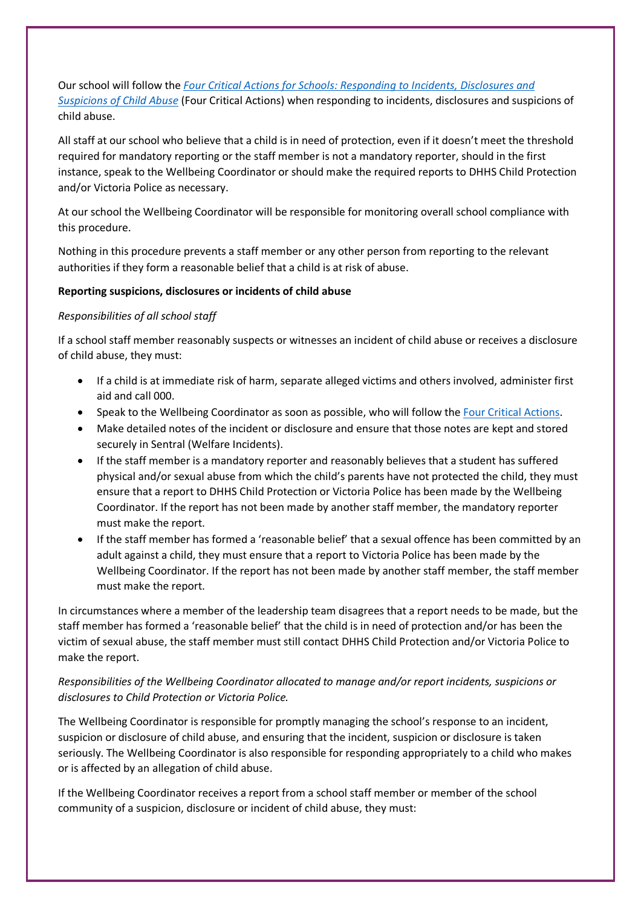Our school will follow the *[Four Critical Actions for Schools: Responding to Incidents, Disclosures and Suspicions of Child Abuse](#)* (Four Critical Actions) when responding to incidents, disclosures and suspicions of child abuse.

All staff at our school who believe that a child is in need of protection, even if it doesn't meet the threshold required for mandatory reporting or the staff member is not a mandatory reporter, should in the first instance, speak to the Wellbeing Coordinator or should make the required reports to DHHS Child Protection and/or Victoria Police as necessary.

At our school the Wellbeing Coordinator will be responsible for monitoring overall school compliance with this procedure.

Nothing in this procedure prevents a staff member or any other person from reporting to the relevant authorities if they form a reasonable belief that a child is at risk of abuse.

**Reporting suspicions, disclosures or incidents of child abuse**

*Responsibilities of all school staff*

If a school staff member reasonably suspects or witnesses an incident of child abuse or receives a disclosure of child abuse, they must:

- If a child is at immediate risk of harm, separate alleged victims and others involved, administer first aid and call 000.
- Speak to the Wellbeing Coordinator as soon as possible, who will follow the [Four Critical Actions](#).
- Make detailed notes of the incident or disclosure and ensure that those notes are kept and stored securely in Sentral (Welfare Incidents).
- If the staff member is a mandatory reporter and reasonably believes that a student has suffered physical and/or sexual abuse from which the child's parents have not protected the child, they must ensure that a report to DHHS Child Protection or Victoria Police has been made by the Wellbeing Coordinator. If the report has not been made by another staff member, the mandatory reporter must make the report.
- If the staff member has formed a 'reasonable belief' that a sexual offence has been committed by an adult against a child, they must ensure that a report to Victoria Police has been made by the Wellbeing Coordinator. If the report has not been made by another staff member, the staff member must make the report.

In circumstances where a member of the leadership team disagrees that a report needs to be made, but the staff member has formed a 'reasonable belief' that the child is in need of protection and/or has been the victim of sexual abuse, the staff member must still contact DHHS Child Protection and/or Victoria Police to make the report.

*Responsibilities of the Wellbeing Coordinator allocated to manage and/or report incidents, suspicions or disclosures to Child Protection or Victoria Police.*

The Wellbeing Coordinator is responsible for promptly managing the school's response to an incident, suspicion or disclosure of child abuse, and ensuring that the incident, suspicion or disclosure is taken seriously. The Wellbeing Coordinator is also responsible for responding appropriately to a child who makes or is affected by an allegation of child abuse.

If the Wellbeing Coordinator receives a report from a school staff member or member of the school community of a suspicion, disclosure or incident of child abuse, they must: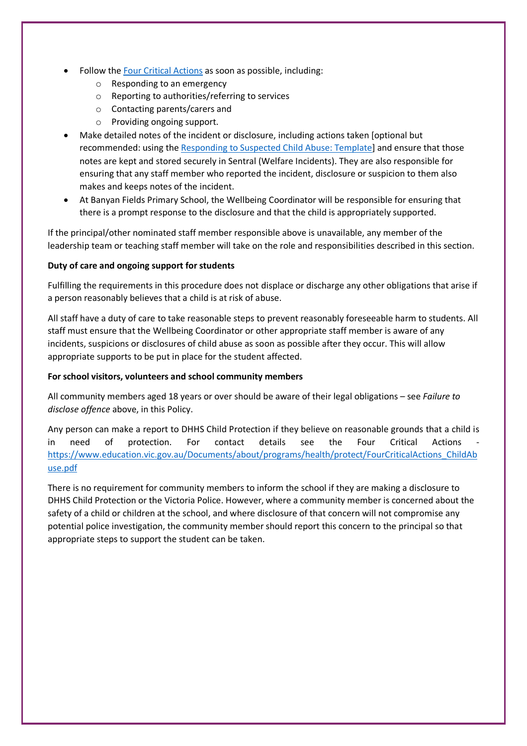- Follow the [Four Critical Actions] as soon as possible, including:
  - Responding to an emergency
  - Reporting to authorities/referring to services
  - Contacting parents/carers and
  - Providing ongoing support.
- Make detailed notes of the incident or disclosure, including actions taken [optional but recommended: using the Responding to Suspected Child Abuse: Template] and ensure that those notes are kept and stored securely in Sentral (Welfare Incidents). They are also responsible for ensuring that any staff member who reported the incident, disclosure or suspicion to them also makes and keeps notes of the incident.
- At Banyan Fields Primary School, the Wellbeing Coordinator will be responsible for ensuring that there is a prompt response to the disclosure and that the child is appropriately supported.

If the principal/other nominated staff member responsible above is unavailable, any member of the leadership team or teaching staff member will take on the role and responsibilities described in this section.

**Duty of care and ongoing support for students**

Fulfilling the requirements in this procedure does not displace or discharge any other obligations that arise if a person reasonably believes that a child is at risk of abuse.

All staff have a duty of care to take reasonable steps to prevent reasonably foreseeable harm to students. All staff must ensure that the Wellbeing Coordinator or other appropriate staff member is aware of any incidents, suspicions or disclosures of child abuse as soon as possible after they occur. This will allow appropriate supports to be put in place for the student affected.

**For school visitors, volunteers and school community members**

All community members aged 18 years or over should be aware of their legal obligations – see *Failure to disclose offence* above, in this Policy.

Any person can make a report to DHHS Child Protection if they believe on reasonable grounds that a child is in need of protection. For contact details see the Four Critical Actions - https://www.education.vic.gov.au/Documents/about/programs/health/protect/FourCriticalActions_ChildAbuse.pdf

There is no requirement for community members to inform the school if they are making a disclosure to DHHS Child Protection or the Victoria Police. However, where a community member is concerned about the safety of a child or children at the school, and where disclosure of that concern will not compromise any potential police investigation, the community member should report this concern to the principal so that appropriate steps to support the student can be taken.